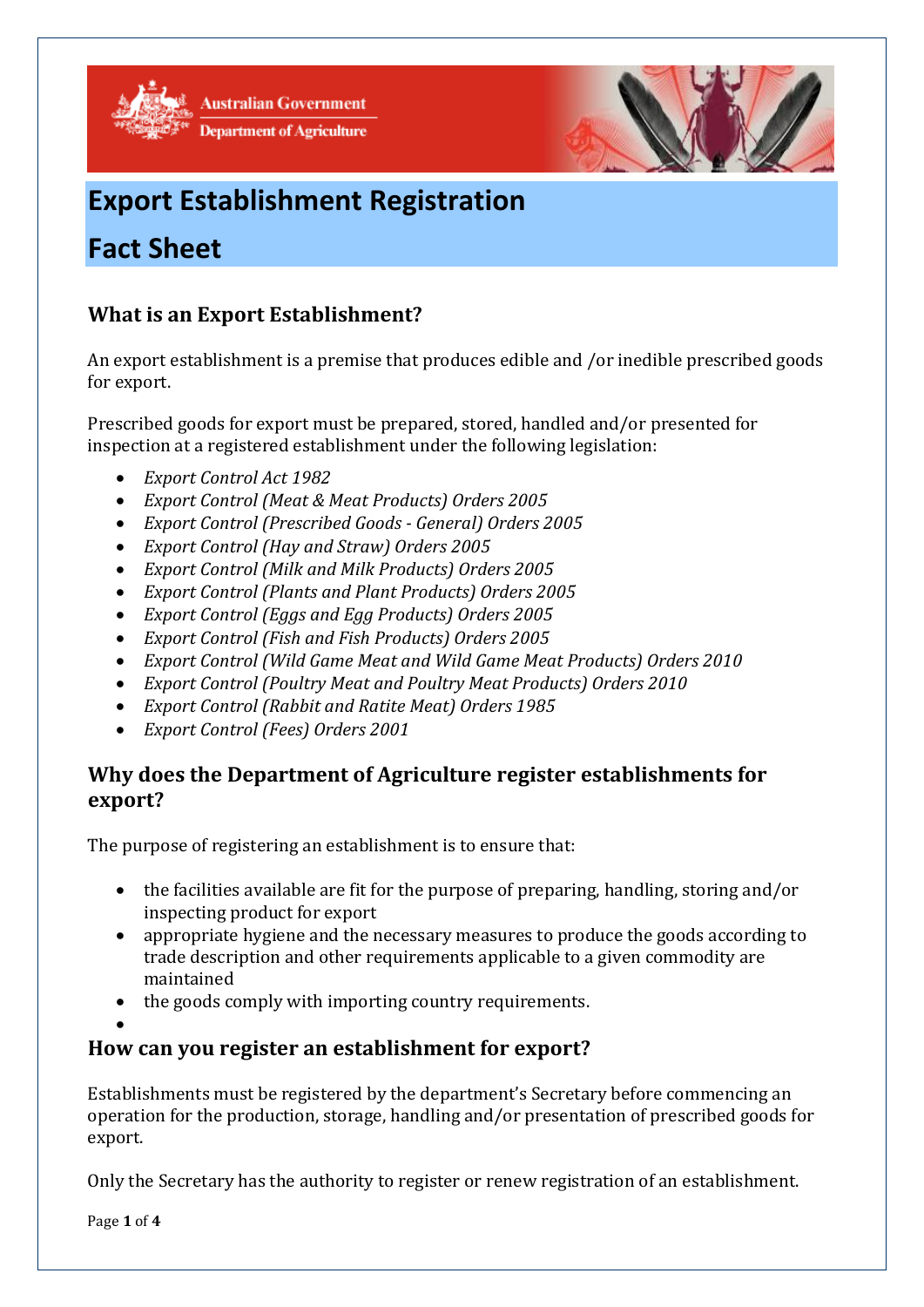Australian Government
Department of Agriculture

# Export Establishment Registration Fact Sheet

## What is an Export Establishment?

An export establishment is a premise that produces edible and /or inedible prescribed goods for export.

Prescribed goods for export must be prepared, stored, handled and/or presented for inspection at a registered establishment under the following legislation:

- *Export Control Act 1982*
- *Export Control (Meat & Meat Products) Orders 2005*
- *Export Control (Prescribed Goods - General) Orders 2005*
- *Export Control (Hay and Straw) Orders 2005*
- *Export Control (Milk and Milk Products) Orders 2005*
- *Export Control (Plants and Plant Products) Orders 2005*
- *Export Control (Eggs and Egg Products) Orders 2005*
- *Export Control (Fish and Fish Products) Orders 2005*
- *Export Control (Wild Game Meat and Wild Game Meat Products) Orders 2010*
- *Export Control (Poultry Meat and Poultry Meat Products) Orders 2010*
- *Export Control (Rabbit and Ratite Meat) Orders 1985*
- *Export Control (Fees) Orders 2001*

## Why does the Department of Agriculture register establishments for export?

The purpose of registering an establishment is to ensure that:

- the facilities available are fit for the purpose of preparing, handling, storing and/or inspecting product for export
- appropriate hygiene and the necessary measures to produce the goods according to trade description and other requirements applicable to a given commodity are maintained
- the goods comply with importing country requirements.

## How can you register an establishment for export?

Establishments must be registered by the department's Secretary before commencing an operation for the production, storage, handling and/or presentation of prescribed goods for export.

Only the Secretary has the authority to register or renew registration of an establishment.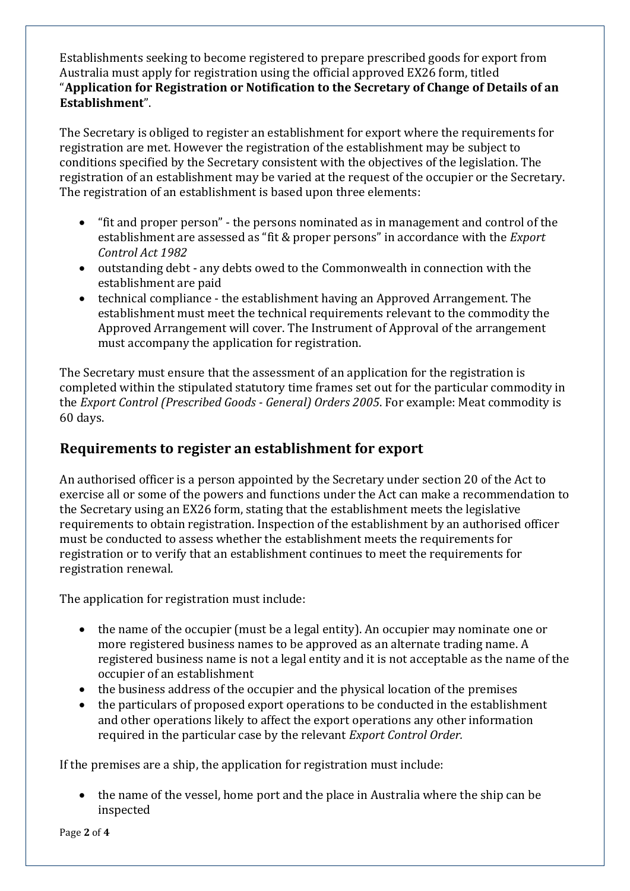Establishments seeking to become registered to prepare prescribed goods for export from Australia must apply for registration using the official approved EX26 form, titled "**Application for Registration or Notification to the Secretary of Change of Details of an Establishment**".

The Secretary is obliged to register an establishment for export where the requirements for registration are met. However the registration of the establishment may be subject to conditions specified by the Secretary consistent with the objectives of the legislation. The registration of an establishment may be varied at the request of the occupier or the Secretary. The registration of an establishment is based upon three elements:

- "fit and proper person" - the persons nominated as in management and control of the establishment are assessed as "fit & proper persons" in accordance with the *Export Control Act 1982*
- outstanding debt - any debts owed to the Commonwealth in connection with the establishment are paid
- technical compliance - the establishment having an Approved Arrangement. The establishment must meet the technical requirements relevant to the commodity the Approved Arrangement will cover. The Instrument of Approval of the arrangement must accompany the application for registration.

The Secretary must ensure that the assessment of an application for the registration is completed within the stipulated statutory time frames set out for the particular commodity in the *Export Control (Prescribed Goods - General) Orders 2005*. For example: Meat commodity is 60 days.

## Requirements to register an establishment for export

An authorised officer is a person appointed by the Secretary under section 20 of the Act to exercise all or some of the powers and functions under the Act can make a recommendation to the Secretary using an EX26 form, stating that the establishment meets the legislative requirements to obtain registration. Inspection of the establishment by an authorised officer must be conducted to assess whether the establishment meets the requirements for registration or to verify that an establishment continues to meet the requirements for registration renewal.

The application for registration must include:

- the name of the occupier (must be a legal entity). An occupier may nominate one or more registered business names to be approved as an alternate trading name. A registered business name is not a legal entity and it is not acceptable as the name of the occupier of an establishment
- the business address of the occupier and the physical location of the premises
- the particulars of proposed export operations to be conducted in the establishment and other operations likely to affect the export operations any other information required in the particular case by the relevant *Export Control Order.*

If the premises are a ship, the application for registration must include:

- the name of the vessel, home port and the place in Australia where the ship can be inspected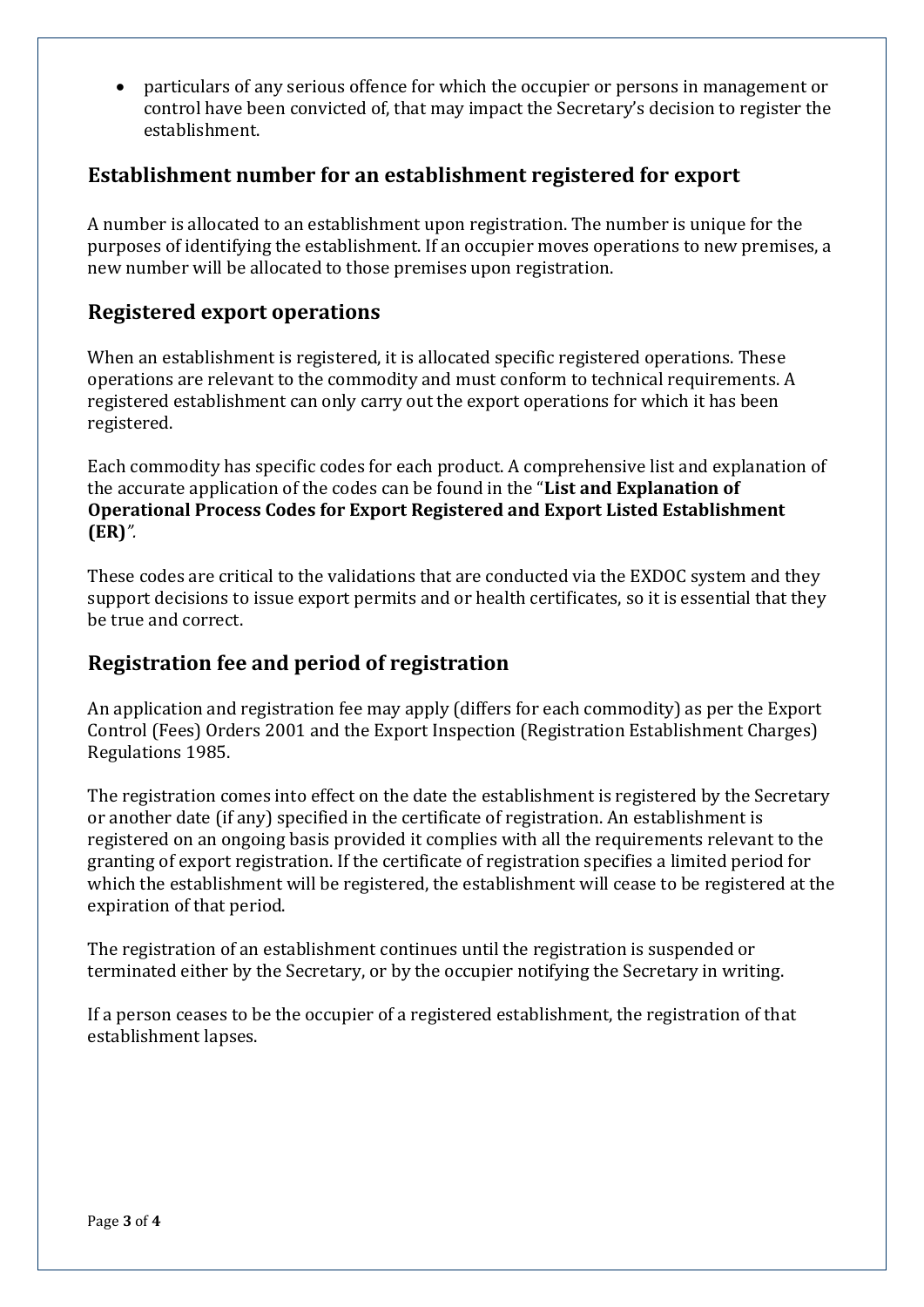- particulars of any serious offence for which the occupier or persons in management or control have been convicted of, that may impact the Secretary's decision to register the establishment.

## Establishment number for an establishment registered for export

A number is allocated to an establishment upon registration. The number is unique for the purposes of identifying the establishment. If an occupier moves operations to new premises, a new number will be allocated to those premises upon registration.

## Registered export operations

When an establishment is registered, it is allocated specific registered operations. These operations are relevant to the commodity and must conform to technical requirements. A registered establishment can only carry out the export operations for which it has been registered.

Each commodity has specific codes for each product. A comprehensive list and explanation of the accurate application of the codes can be found in the "**List and Explanation of Operational Process Codes for Export Registered and Export Listed Establishment (ER)**".

These codes are critical to the validations that are conducted via the EXDOC system and they support decisions to issue export permits and or health certificates, so it is essential that they be true and correct.

## Registration fee and period of registration

An application and registration fee may apply (differs for each commodity) as per the Export Control (Fees) Orders 2001 and the Export Inspection (Registration Establishment Charges) Regulations 1985.

The registration comes into effect on the date the establishment is registered by the Secretary or another date (if any) specified in the certificate of registration. An establishment is registered on an ongoing basis provided it complies with all the requirements relevant to the granting of export registration. If the certificate of registration specifies a limited period for which the establishment will be registered, the establishment will cease to be registered at the expiration of that period.

The registration of an establishment continues until the registration is suspended or terminated either by the Secretary, or by the occupier notifying the Secretary in writing.

If a person ceases to be the occupier of a registered establishment, the registration of that establishment lapses.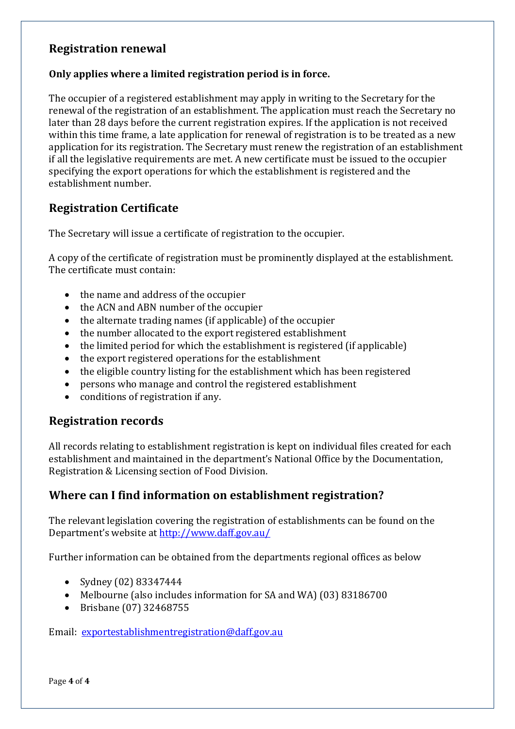## Registration renewal

**Only applies where a limited registration period is in force.**

The occupier of a registered establishment may apply in writing to the Secretary for the renewal of the registration of an establishment. The application must reach the Secretary no later than 28 days before the current registration expires. If the application is not received within this time frame, a late application for renewal of registration is to be treated as a new application for its registration. The Secretary must renew the registration of an establishment if all the legislative requirements are met. A new certificate must be issued to the occupier specifying the export operations for which the establishment is registered and the establishment number.

## Registration Certificate

The Secretary will issue a certificate of registration to the occupier.

A copy of the certificate of registration must be prominently displayed at the establishment. The certificate must contain:

- the name and address of the occupier
- the ACN and ABN number of the occupier
- the alternate trading names (if applicable) of the occupier
- the number allocated to the export registered establishment
- the limited period for which the establishment is registered (if applicable)
- the export registered operations for the establishment
- the eligible country listing for the establishment which has been registered
- persons who manage and control the registered establishment
- conditions of registration if any.

## Registration records

All records relating to establishment registration is kept on individual files created for each establishment and maintained in the department's National Office by the Documentation, Registration & Licensing section of Food Division.

## Where can I find information on establishment registration?

The relevant legislation covering the registration of establishments can be found on the Department's website at [http://www.daff.gov.au/](http://www.daff.gov.au/)

Further information can be obtained from the departments regional offices as below

- Sydney (02) 83347444
- Melbourne (also includes information for SA and WA) (03) 83186700
- Brisbane (07) 32468755

Email: [exportestablishmentregistration@daff.gov.au](mailto:exportestablishmentregistration@daff.gov.au)